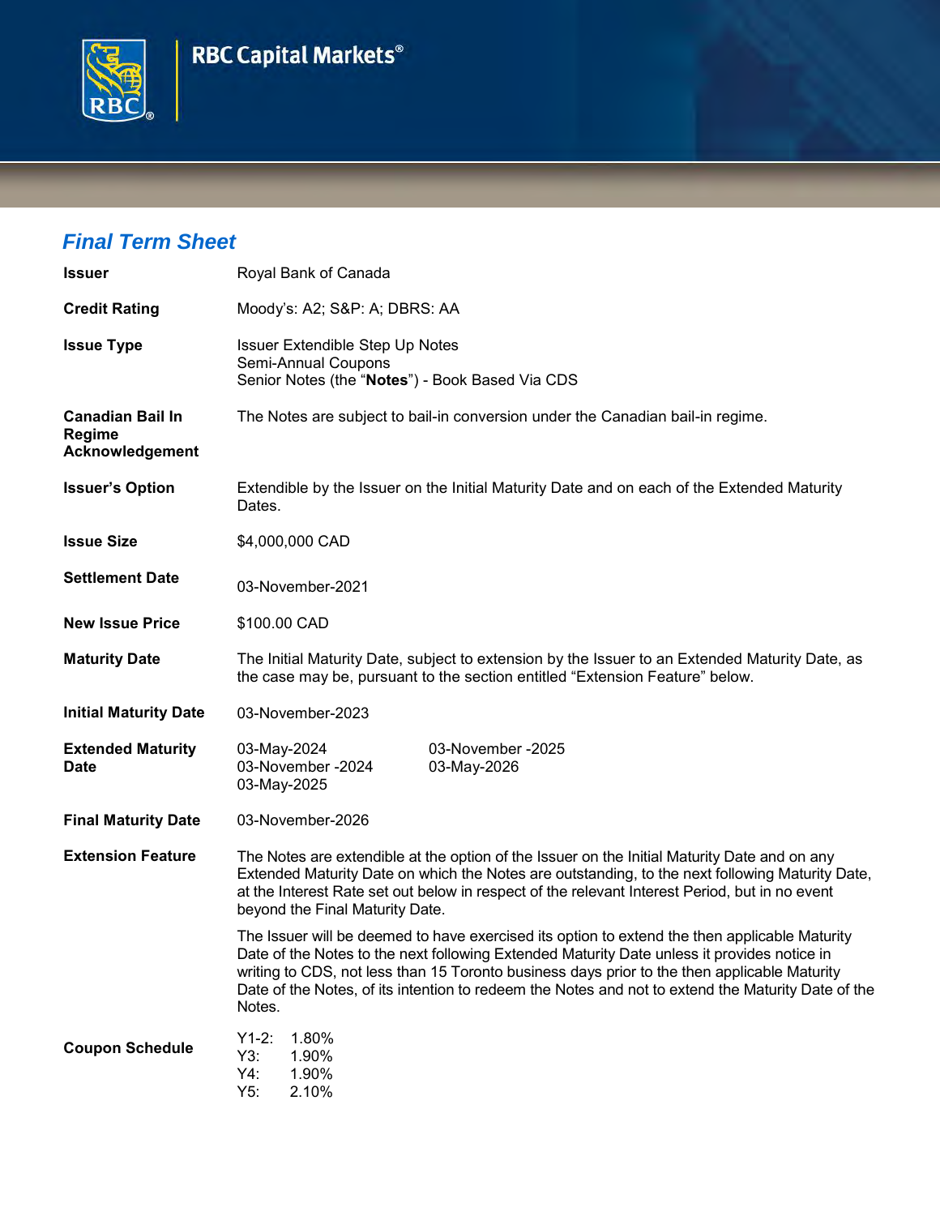RBC Capital Markets®

## *Final Term Sheet*

| | |
|---|---|
| **Issuer** | Royal Bank of Canada |
| **Credit Rating** | Moody's: A2; S&P: A; DBRS: AA |
| **Issue Type** | Issuer Extendible Step Up Notes<br>Semi-Annual Coupons<br>Senior Notes (the "**Notes**") - Book Based Via CDS |
| **Canadian Bail In Regime Acknowledgement** | The Notes are subject to bail-in conversion under the Canadian bail-in regime. |
| **Issuer's Option** | Extendible by the Issuer on the Initial Maturity Date and on each of the Extended Maturity Dates. |
| **Issue Size** | $4,000,000 CAD |
| **Settlement Date** | 03-November-2021 |
| **New Issue Price** | $100.00 CAD |
| **Maturity Date** | The Initial Maturity Date, subject to extension by the Issuer to an Extended Maturity Date, as the case may be, pursuant to the section entitled "Extension Feature" below. |
| **Initial Maturity Date** | 03-November-2023 |
| **Extended Maturity Date** | 03-May-2024<br>03-November -2024<br>03-May-2025<br>03-November -2025<br>03-May-2026 |
| **Final Maturity Date** | 03-November-2026 |
| **Extension Feature** | The Notes are extendible at the option of the Issuer on the Initial Maturity Date and on any Extended Maturity Date on which the Notes are outstanding, to the next following Maturity Date, at the Interest Rate set out below in respect of the relevant Interest Period, but in no event beyond the Final Maturity Date.<br><br>The Issuer will be deemed to have exercised its option to extend the then applicable Maturity Date of the Notes to the next following Extended Maturity Date unless it provides notice in writing to CDS, not less than 15 Toronto business days prior to the then applicable Maturity Date of the Notes, of its intention to redeem the Notes and not to extend the Maturity Date of the Notes. |
| **Coupon Schedule** | Y1-2: 1.80%<br>Y3: 1.90%<br>Y4: 1.90%<br>Y5: 2.10% |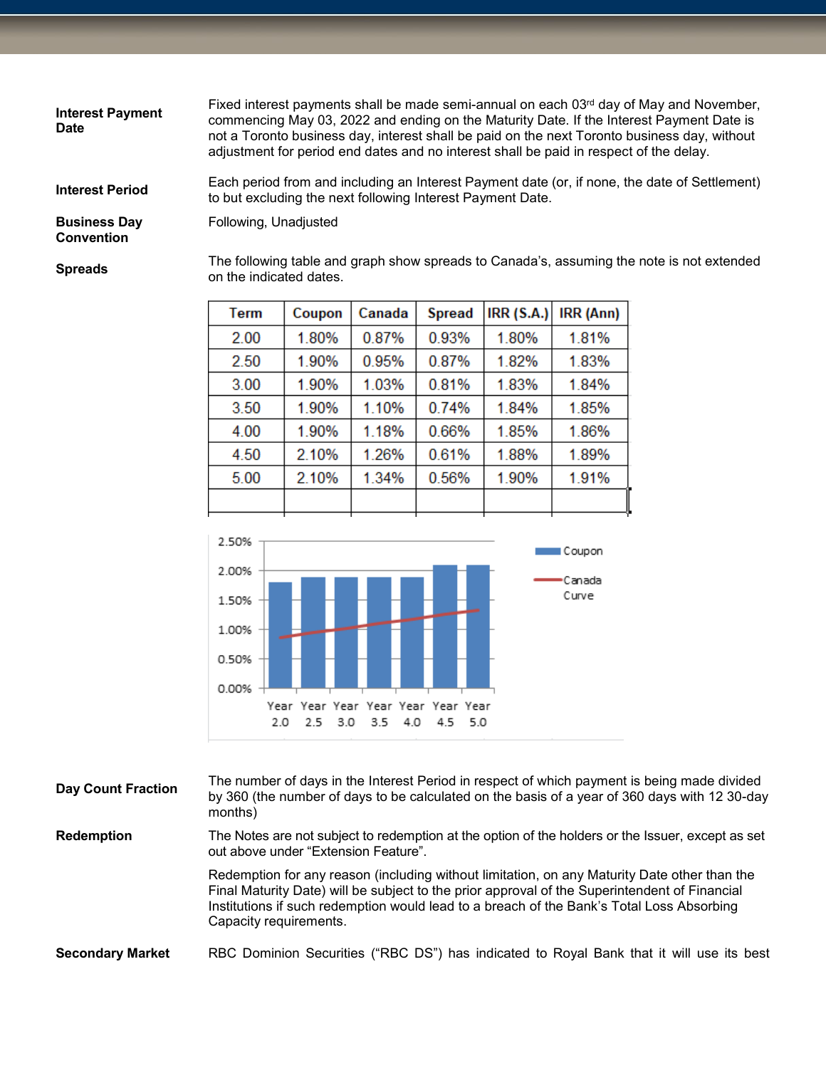**Interest Payment Date**

Fixed interest payments shall be made semi-annual on each 03rd day of May and November, commencing May 03, 2022 and ending on the Maturity Date. If the Interest Payment Date is not a Toronto business day, interest shall be paid on the next Toronto business day, without adjustment for period end dates and no interest shall be paid in respect of the delay.

**Interest Period**

Each period from and including an Interest Payment date (or, if none, the date of Settlement) to but excluding the next following Interest Payment Date.

**Business Day Convention**

Following, Unadjusted

**Spreads**

The following table and graph show spreads to Canada's, assuming the note is not extended on the indicated dates.

| Term | Coupon | Canada | Spread | IRR (S.A.) | IRR (Ann) |
|---|---|---|---|---|---|
| 2.00 | 1.80% | 0.87% | 0.93% | 1.80% | 1.81% |
| 2.50 | 1.90% | 0.95% | 0.87% | 1.82% | 1.83% |
| 3.00 | 1.90% | 1.03% | 0.81% | 1.83% | 1.84% |
| 3.50 | 1.90% | 1.10% | 0.74% | 1.84% | 1.85% |
| 4.00 | 1.90% | 1.18% | 0.66% | 1.85% | 1.86% |
| 4.50 | 2.10% | 1.26% | 0.61% | 1.88% | 1.89% |
| 5.00 | 2.10% | 1.34% | 0.56% | 1.90% | 1.91% |
| | | | | | |

**Day Count Fraction**

The number of days in the Interest Period in respect of which payment is being made divided by 360 (the number of days to be calculated on the basis of a year of 360 days with 12 30-day months)

**Redemption**

The Notes are not subject to redemption at the option of the holders or the Issuer, except as set out above under "Extension Feature".

Redemption for any reason (including without limitation, on any Maturity Date other than the Final Maturity Date) will be subject to the prior approval of the Superintendent of Financial Institutions if such redemption would lead to a breach of the Bank's Total Loss Absorbing Capacity requirements.

**Secondary Market**

RBC Dominion Securities ("RBC DS") has indicated to Royal Bank that it will use its best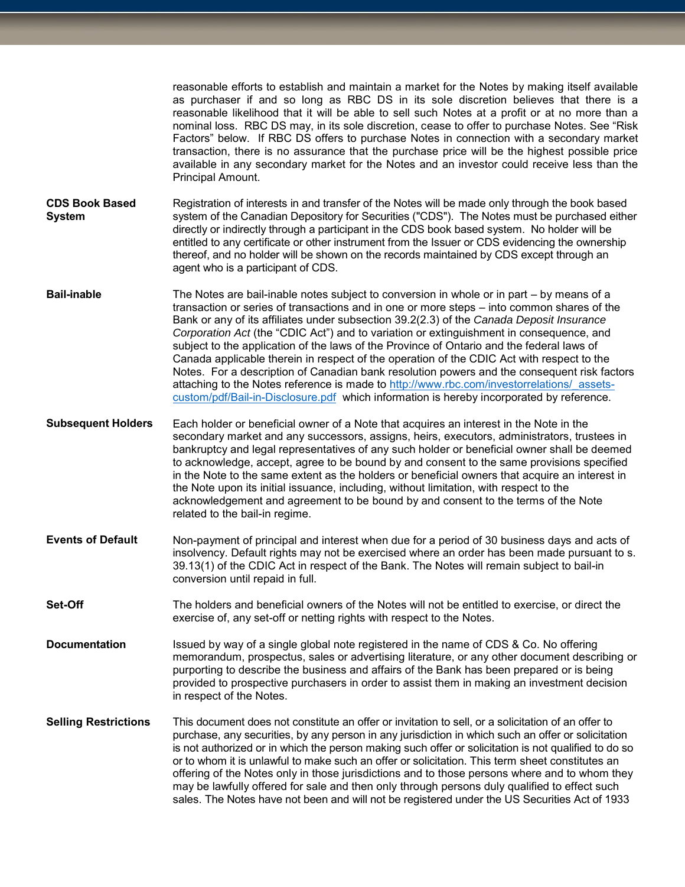| | |
|---|---|
| | reasonable efforts to establish and maintain a market for the Notes by making itself available as purchaser if and so long as RBC DS in its sole discretion believes that there is a reasonable likelihood that it will be able to sell such Notes at a profit or at no more than a nominal loss. RBC DS may, in its sole discretion, cease to offer to purchase Notes. See "Risk Factors" below. If RBC DS offers to purchase Notes in connection with a secondary market transaction, there is no assurance that the purchase price will be the highest possible price available in any secondary market for the Notes and an investor could receive less than the Principal Amount. |
| **CDS Book Based System** | Registration of interests in and transfer of the Notes will be made only through the book based system of the Canadian Depository for Securities ("CDS"). The Notes must be purchased either directly or indirectly through a participant in the CDS book based system. No holder will be entitled to any certificate or other instrument from the Issuer or CDS evidencing the ownership thereof, and no holder will be shown on the records maintained by CDS except through an agent who is a participant of CDS. |
| **Bail-inable** | The Notes are bail-inable notes subject to conversion in whole or in part – by means of a transaction or series of transactions and in one or more steps – into common shares of the Bank or any of its affiliates under subsection 39.2(2.3) of the *Canada Deposit Insurance Corporation Act* (the "CDIC Act") and to variation or extinguishment in consequence, and subject to the application of the laws of the Province of Ontario and the federal laws of Canada applicable therein in respect of the operation of the CDIC Act with respect to the Notes. For a description of Canadian bank resolution powers and the consequent risk factors attaching to the Notes reference is made to [http://www.rbc.com/investorrelations/_assets-custom/pdf/Bail-in-Disclosure.pdf](http://www.rbc.com/investorrelations/_assets-custom/pdf/Bail-in-Disclosure.pdf) which information is hereby incorporated by reference. |
| **Subsequent Holders** | Each holder or beneficial owner of a Note that acquires an interest in the Note in the secondary market and any successors, assigns, heirs, executors, administrators, trustees in bankruptcy and legal representatives of any such holder or beneficial owner shall be deemed to acknowledge, accept, agree to be bound by and consent to the same provisions specified in the Note to the same extent as the holders or beneficial owners that acquire an interest in the Note upon its initial issuance, including, without limitation, with respect to the acknowledgement and agreement to be bound by and consent to the terms of the Note related to the bail-in regime. |
| **Events of Default** | Non-payment of principal and interest when due for a period of 30 business days and acts of insolvency. Default rights may not be exercised where an order has been made pursuant to s. 39.13(1) of the CDIC Act in respect of the Bank. The Notes will remain subject to bail-in conversion until repaid in full. |
| **Set-Off** | The holders and beneficial owners of the Notes will not be entitled to exercise, or direct the exercise of, any set-off or netting rights with respect to the Notes. |
| **Documentation** | Issued by way of a single global note registered in the name of CDS & Co. No offering memorandum, prospectus, sales or advertising literature, or any other document describing or purporting to describe the business and affairs of the Bank has been prepared or is being provided to prospective purchasers in order to assist them in making an investment decision in respect of the Notes. |
| **Selling Restrictions** | This document does not constitute an offer or invitation to sell, or a solicitation of an offer to purchase, any securities, by any person in any jurisdiction in which such an offer or solicitation is not authorized or in which the person making such offer or solicitation is not qualified to do so or to whom it is unlawful to make such an offer or solicitation. This term sheet constitutes an offering of the Notes only in those jurisdictions and to those persons where and to whom they may be lawfully offered for sale and then only through persons duly qualified to effect such sales. The Notes have not been and will not be registered under the US Securities Act of 1933 |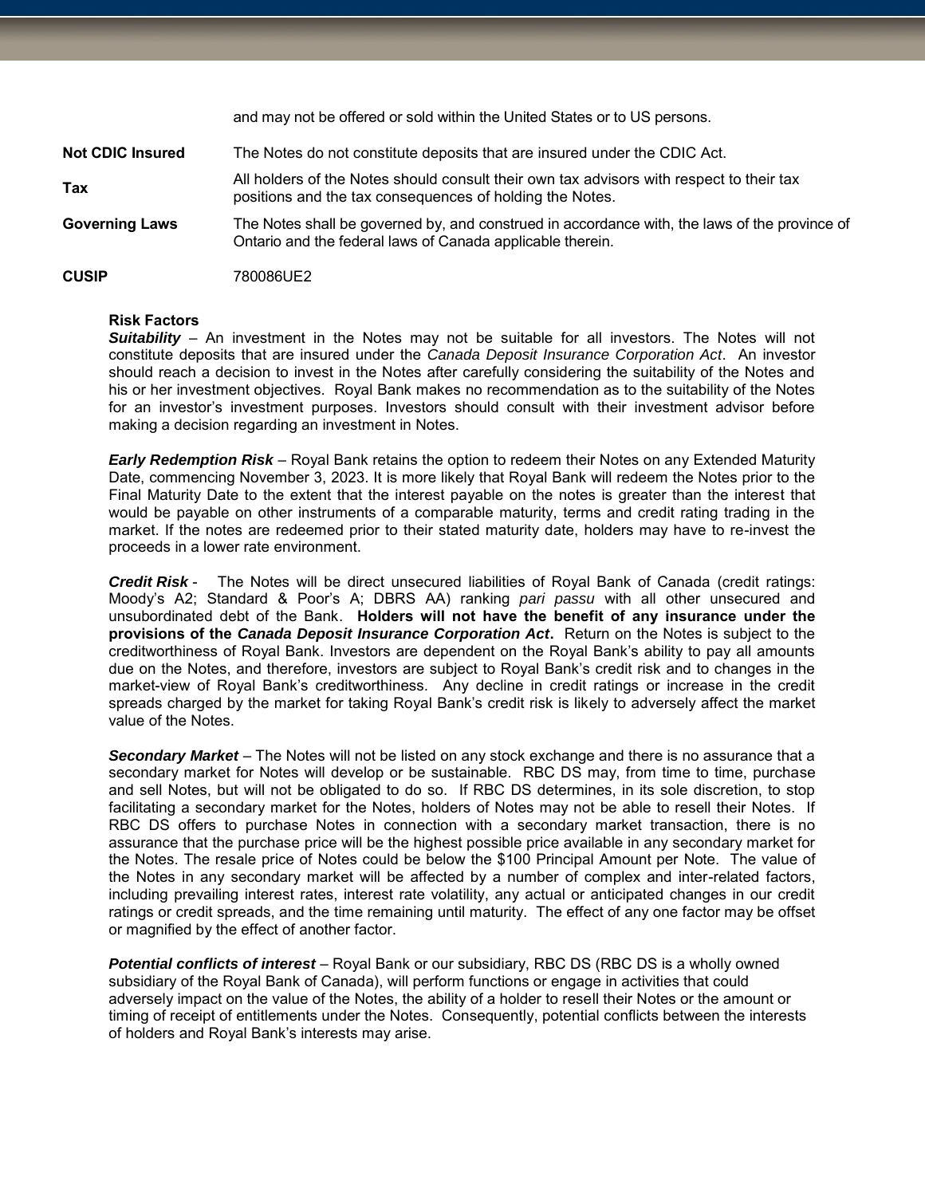| | |
|---|---|
| | and may not be offered or sold within the United States or to US persons. |
| **Not CDIC Insured** | The Notes do not constitute deposits that are insured under the CDIC Act. |
| **Tax** | All holders of the Notes should consult their own tax advisors with respect to their tax positions and the tax consequences of holding the Notes. |
| **Governing Laws** | The Notes shall be governed by, and construed in accordance with, the laws of the province of Ontario and the federal laws of Canada applicable therein. |
| **CUSIP** | 780086UE2 |

**Risk Factors**

***Suitability*** – An investment in the Notes may not be suitable for all investors. The Notes will not constitute deposits that are insured under the *Canada Deposit Insurance Corporation Act*. An investor should reach a decision to invest in the Notes after carefully considering the suitability of the Notes and his or her investment objectives. Royal Bank makes no recommendation as to the suitability of the Notes for an investor's investment purposes. Investors should consult with their investment advisor before making a decision regarding an investment in Notes.

***Early Redemption Risk*** – Royal Bank retains the option to redeem their Notes on any Extended Maturity Date, commencing November 3, 2023. It is more likely that Royal Bank will redeem the Notes prior to the Final Maturity Date to the extent that the interest payable on the notes is greater than the interest that would be payable on other instruments of a comparable maturity, terms and credit rating trading in the market. If the notes are redeemed prior to their stated maturity date, holders may have to re-invest the proceeds in a lower rate environment.

***Credit Risk*** - The Notes will be direct unsecured liabilities of Royal Bank of Canada (credit ratings: Moody's A2; Standard & Poor's A; DBRS AA) ranking *pari passu* with all other unsecured and unsubordinated debt of the Bank. **Holders will not have the benefit of any insurance under the provisions of the *Canada Deposit Insurance Corporation Act*.** Return on the Notes is subject to the creditworthiness of Royal Bank. Investors are dependent on the Royal Bank's ability to pay all amounts due on the Notes, and therefore, investors are subject to Royal Bank's credit risk and to changes in the market-view of Royal Bank's creditworthiness. Any decline in credit ratings or increase in the credit spreads charged by the market for taking Royal Bank's credit risk is likely to adversely affect the market value of the Notes.

***Secondary Market*** – The Notes will not be listed on any stock exchange and there is no assurance that a secondary market for Notes will develop or be sustainable. RBC DS may, from time to time, purchase and sell Notes, but will not be obligated to do so. If RBC DS determines, in its sole discretion, to stop facilitating a secondary market for the Notes, holders of Notes may not be able to resell their Notes. If RBC DS offers to purchase Notes in connection with a secondary market transaction, there is no assurance that the purchase price will be the highest possible price available in any secondary market for the Notes. The resale price of Notes could be below the $100 Principal Amount per Note. The value of the Notes in any secondary market will be affected by a number of complex and inter-related factors, including prevailing interest rates, interest rate volatility, any actual or anticipated changes in our credit ratings or credit spreads, and the time remaining until maturity. The effect of any one factor may be offset or magnified by the effect of another factor.

***Potential conflicts of interest*** – Royal Bank or our subsidiary, RBC DS (RBC DS is a wholly owned subsidiary of the Royal Bank of Canada), will perform functions or engage in activities that could adversely impact on the value of the Notes, the ability of a holder to resell their Notes or the amount or timing of receipt of entitlements under the Notes. Consequently, potential conflicts between the interests of holders and Royal Bank's interests may arise.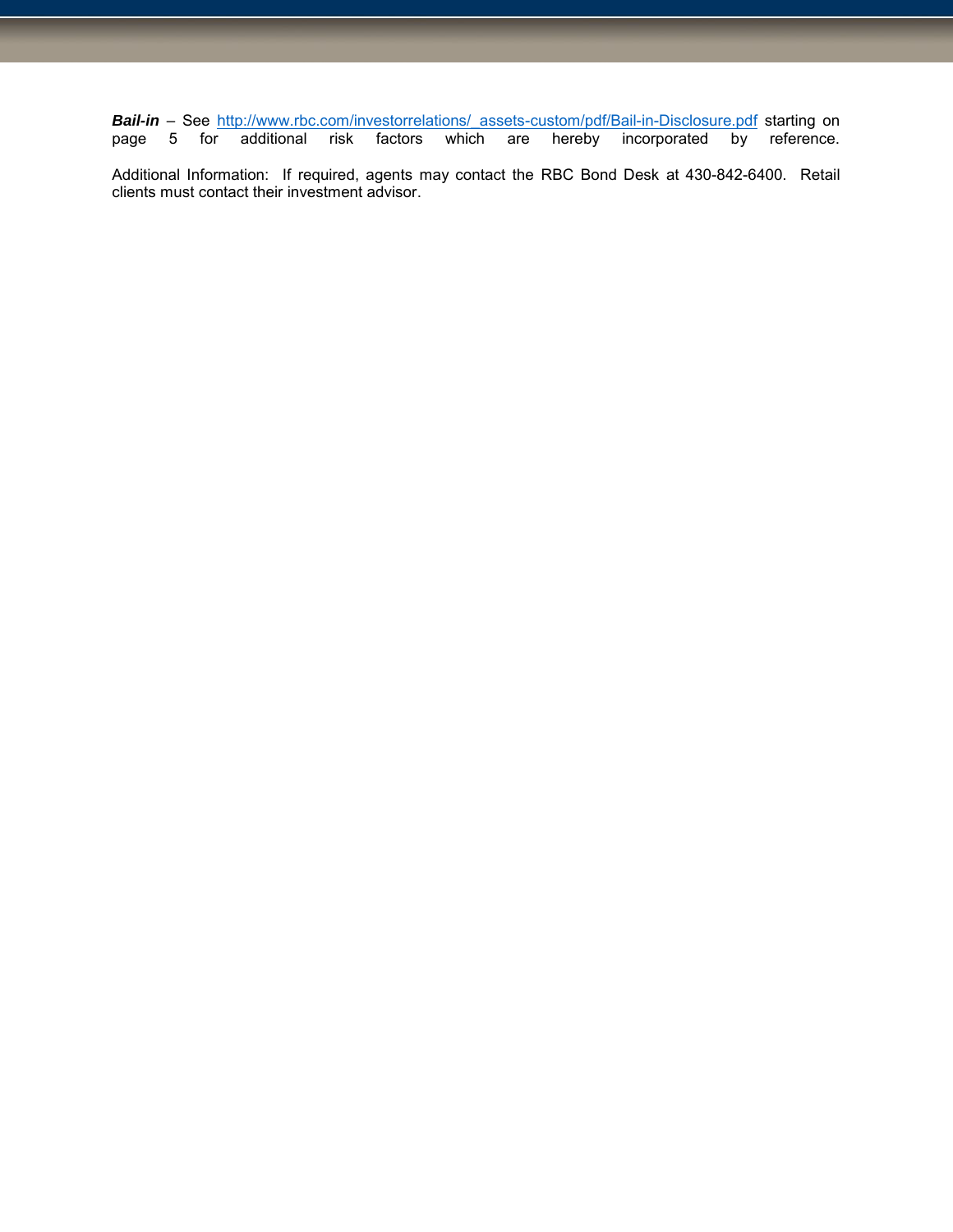***Bail-in*** – See [http://www.rbc.com/investorrelations/_assets-custom/pdf/Bail-in-Disclosure.pdf](http://www.rbc.com/investorrelations/_assets-custom/pdf/Bail-in-Disclosure.pdf) starting on page 5 for additional risk factors which are hereby incorporated by reference.

Additional Information: If required, agents may contact the RBC Bond Desk at 430-842-6400. Retail clients must contact their investment advisor.